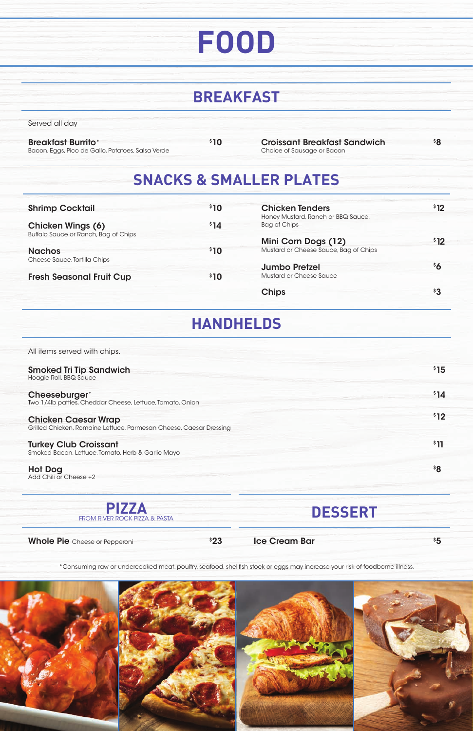# FOOD

## BREAKFAST

Served all day

**Breakfast Burrito*** — $10
Bacon, Eggs, Pico de Gallo, Potatoes, Salsa Verde

**Croissant Breakfast Sandwich** — $8
Choice of Sausage or Bacon

## SNACKS & SMALLER PLATES

**Shrimp Cocktail** — $10

**Chicken Wings (6)** — $14
Buffalo Sauce or Ranch, Bag of Chips

**Nachos** — $10
Cheese Sauce, Tortilla Chips

**Fresh Seasonal Fruit Cup** — $10

**Chicken Tenders** — $12
Honey Mustard, Ranch or BBQ Sauce, Bag of Chips

**Mini Corn Dogs (12)** — $12
Mustard or Cheese Sauce, Bag of Chips

**Jumbo Pretzel** — $6
Mustard or Cheese Sauce

**Chips** — $3

## HANDHELDS

All items served with chips.

**Smoked Tri Tip Sandwich** — $15
Hoagie Roll, BBQ Sauce

**Cheeseburger*** — $14
Two 1/4lb patties, Cheddar Cheese, Lettuce, Tomato, Onion

**Chicken Caesar Wrap** — $12
Grilled Chicken, Romaine Lettuce, Parmesan Cheese, Caesar Dressing

**Turkey Club Croissant** — $11
Smoked Bacon, Lettuce, Tomato, Herb & Garlic Mayo

**Hot Dog** — $8
Add Chili or Cheese +2

## PIZZA

FROM RIVER ROCK PIZZA & PASTA

**Whole Pie** Cheese or Pepperoni — $23

## DESSERT

**Ice Cream Bar** — $5

*Consuming raw or undercooked meat, poultry, seafood, shellfish stock or eggs may increase your risk of foodborne illness.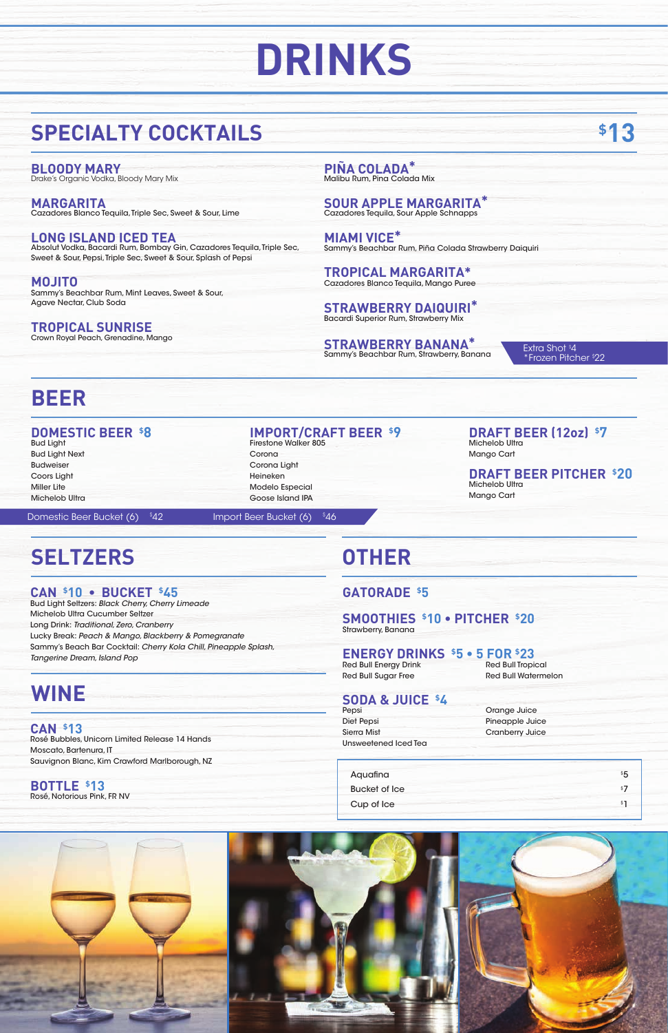# DRINKS

## SPECIALTY COCKTAILS $13

**BLOODY MARY**
Drake's Organic Vodka, Bloody Mary Mix

**MARGARITA**
Cazadores Blanco Tequila, Triple Sec, Sweet & Sour, Lime

**LONG ISLAND ICED TEA**
Absolut Vodka, Bacardi Rum, Bombay Gin, Cazadores Tequila, Triple Sec, Sweet & Sour, Pepsi, Triple Sec, Sweet & Sour, Splash of Pepsi

**MOJITO**
Sammy's Beachbar Rum, Mint Leaves, Sweet & Sour, Agave Nectar, Club Soda

**TROPICAL SUNRISE**
Crown Royal Peach, Grenadine, Mango

**PIÑA COLADA***
Malibu Rum, Pina Colada Mix

**SOUR APPLE MARGARITA***
Cazadores Tequila, Sour Apple Schnapps

**MIAMI VICE***
Sammy's Beachbar Rum, Piña Colada Strawberry Daiquiri

**TROPICAL MARGARITA***
Cazadores Blanco Tequila, Mango Puree

**STRAWBERRY DAIQUIRI***
Bacardi Superior Rum, Strawberry Mix

**STRAWBERRY BANANA***
Sammy's Beachbar Rum, Strawberry, Banana

Extra Shot $4
*Frozen Pitcher $22

## BEER

**DOMESTIC BEER $8**
Bud Light
Bud Light Next
Budweiser
Coors Light
Miller Lite
Michelob Ultra

**IMPORT/CRAFT BEER $9**
Firestone Walker 805
Corona
Corona Light
Heineken
Modelo Especial
Goose Island IPA

**DRAFT BEER (12oz) $7**
Michelob Ultra
Mango Cart

**DRAFT BEER PITCHER $20**
Michelob Ultra
Mango Cart

Domestic Beer Bucket (6) $42
Import Beer Bucket (6) $46

## SELTZERS

**CAN $10 • BUCKET $45**
Bud Light Seltzers: *Black Cherry, Cherry Limeade*
Michelob Ultra Cucumber Seltzer
Long Drink: *Traditional, Zero, Cranberry*
Lucky Break: *Peach & Mango, Blackberry & Pomegranate*
Sammy's Beach Bar Cocktail: *Cherry Kola Chill, Pineapple Splash, Tangerine Dream, Island Pop*

## WINE

**CAN $13**
Rosé Bubbles, Unicorn Limited Release 14 Hands
Moscato, Bartenura, IT
Sauvignon Blanc, Kim Crawford Marlborough, NZ

**BOTTLE $13**
Rosé, Notorious Pink, FR NV

## OTHER

**GATORADE $5**

**SMOOTHIES $10 • PITCHER $20**
Strawberry, Banana

**ENERGY DRINKS $5 • 5 FOR $23**
Red Bull Energy Drink
Red Bull Sugar Free
Red Bull Tropical
Red Bull Watermelon

**SODA & JUICE $4**
Pepsi
Diet Pepsi
Sierra Mist
Unsweetened Iced Tea
Orange Juice
Pineapple Juice
Cranberry Juice

| | |
|---|---|
| Aquafina | $5 |
| Bucket of Ice | $7 |
| Cup of Ice | $1 |